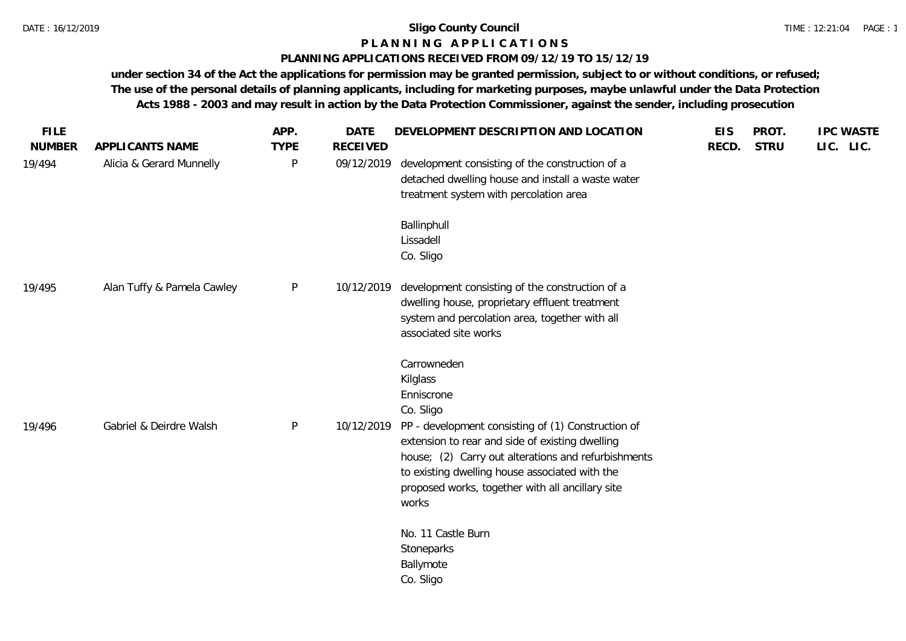# Sligo County Council

## P L A N N I N G   A P P L I C A T I O N S

### PLANNING APPLICATIONS RECEIVED FROM 09/12/19 TO 15/12/19

**under section 34 of the Act the applications for permission may be granted permission, subject to or without conditions, or refused; The use of the personal details of planning applicants, including for marketing purposes, maybe unlawful under the Data Protection Acts 1988 - 2003 and may result in action by the Data Protection Commissioner, against the sender, including prosecution**

| FILE NUMBER | APPLICANTS NAME | APP. TYPE | DATE RECEIVED | DEVELOPMENT DESCRIPTION AND LOCATION | EIS RECD. | PROT. STRU | IPC LIC. | WASTE LIC. |
|---|---|---|---|---|---|---|---|---|
| 19/494 | Alicia & Gerard Munnelly | P | 09/12/2019 | development consisting of the construction of a detached dwelling house and install a waste water treatment system with percolation area<br><br>Ballinphull<br>Lissadell<br>Co. Sligo | | | | |
| 19/495 | Alan Tuffy & Pamela Cawley | P | 10/12/2019 | development consisting of the construction of a dwelling house, proprietary effluent treatment system and percolation area, together with all associated site works<br><br>Carrowneden<br>Kilglass<br>Enniscrone<br>Co. Sligo | | | | |
| 19/496 | Gabriel & Deirdre Walsh | P | 10/12/2019 | PP - development consisting of (1) Construction of extension to rear and side of existing dwelling house; (2) Carry out alterations and refurbishments to existing dwelling house associated with the proposed works, together with all ancillary site works<br><br>No. 11 Castle Burn<br>Stoneparks<br>Ballymote<br>Co. Sligo | | | | |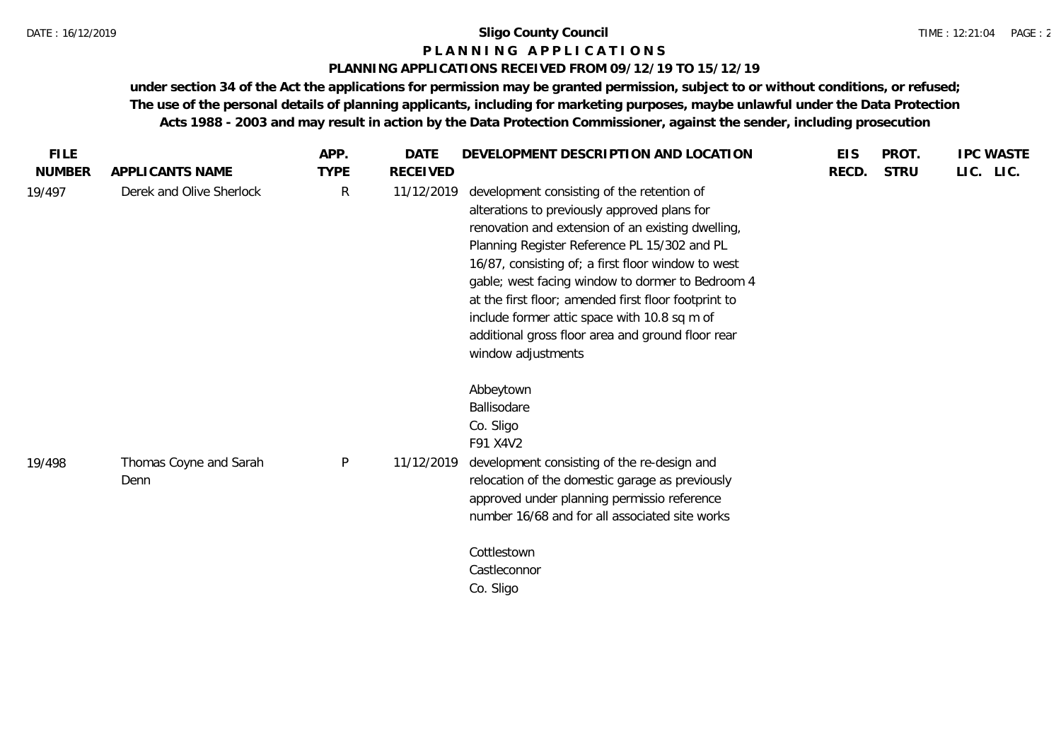# Sligo County Council

## P L A N N I N G   A P P L I C A T I O N S

### PLANNING APPLICATIONS RECEIVED FROM 09/12/19 TO 15/12/19

**under section 34 of the Act the applications for permission may be granted permission, subject to or without conditions, or refused; The use of the personal details of planning applicants, including for marketing purposes, maybe unlawful under the Data Protection Acts 1988 - 2003 and may result in action by the Data Protection Commissioner, against the sender, including prosecution**

| FILE NUMBER | APPLICANTS NAME | APP. TYPE | DATE RECEIVED | DEVELOPMENT DESCRIPTION AND LOCATION | EIS RECD. | PROT. STRU | IPC LIC. | WASTE LIC. |
|---|---|---|---|---|---|---|---|---|
| 19/497 | Derek and Olive Sherlock | R | 11/12/2019 | development consisting of the retention of alterations to previously approved plans for renovation and extension of an existing dwelling, Planning Register Reference PL 15/302 and PL 16/87, consisting of; a first floor window to west gable; west facing window to dormer to Bedroom 4 at the first floor; amended first floor footprint to include former attic space with 10.8 sq m of additional gross floor area and ground floor rear window adjustments<br><br>Abbeytown<br>Ballisodare<br>Co. Sligo<br>F91 X4V2 | | | | |
| 19/498 | Thomas Coyne and Sarah Denn | P | 11/12/2019 | development consisting of the re-design and relocation of the domestic garage as previously approved under planning permissio reference number 16/68 and for all associated site works<br><br>Cottlestown<br>Castleconnor<br>Co. Sligo | | | | |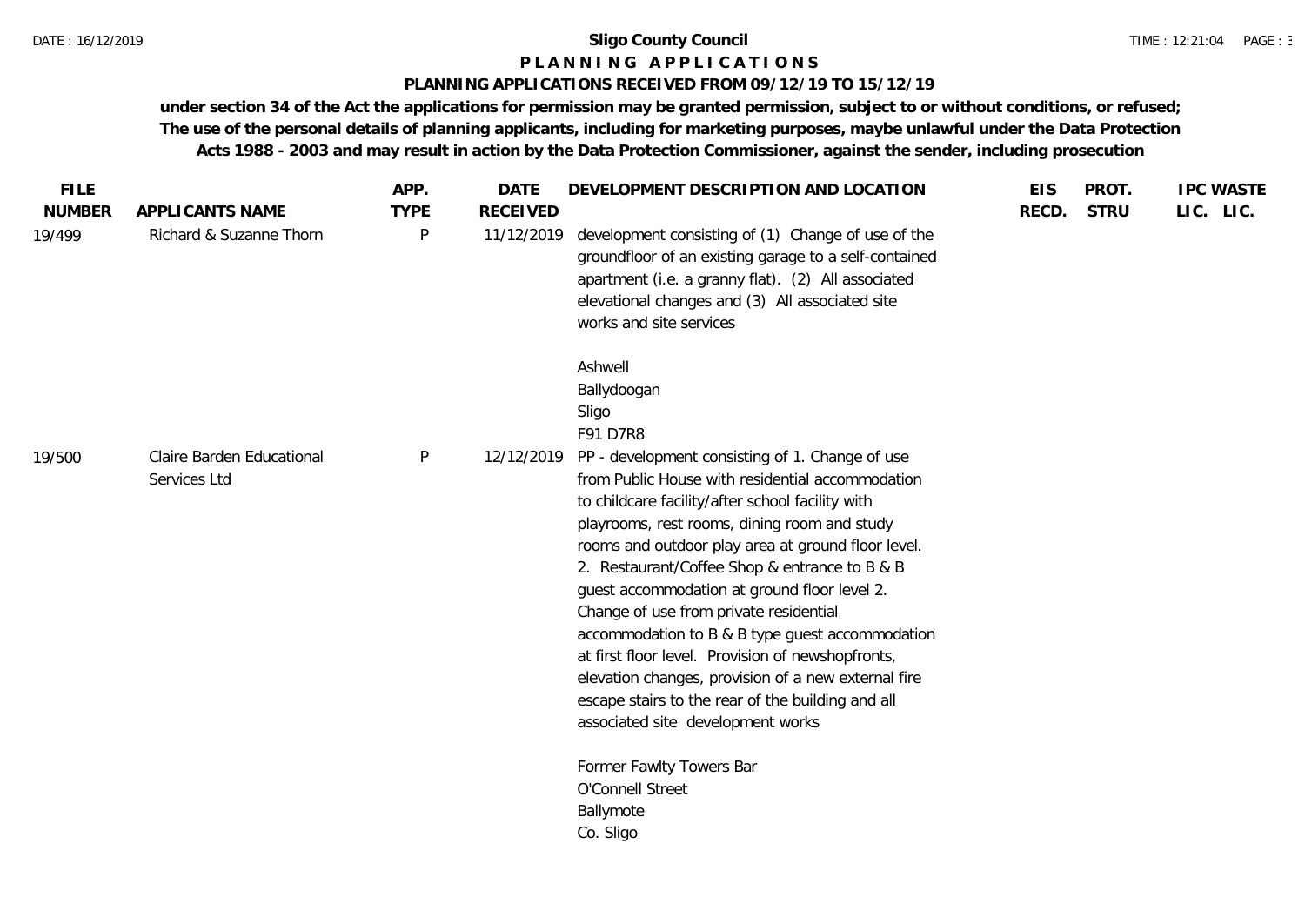**Sligo County Council**

**P L A N N I N G A P P L I C A T I O N S**

**PLANNING APPLICATIONS RECEIVED FROM 09/12/19 TO 15/12/19**

**under section 34 of the Act the applications for permission may be granted permission, subject to or without conditions, or refused; The use of the personal details of planning applicants, including for marketing purposes, maybe unlawful under the Data Protection Acts 1988 - 2003 and may result in action by the Data Protection Commissioner, against the sender, including prosecution**

| FILE NUMBER | APPLICANTS NAME | APP. TYPE | DATE RECEIVED | DEVELOPMENT DESCRIPTION AND LOCATION | EIS RECD. | PROT. STRU | IPC LIC. | WASTE LIC. |
|---|---|---|---|---|---|---|---|---|
| 19/499 | Richard & Suzanne Thorn | P | 11/12/2019 | development consisting of (1) Change of use of the groundfloor of an existing garage to a self-contained apartment (i.e. a granny flat). (2) All associated elevational changes and (3) All associated site works and site services<br><br>Ashwell<br>Ballydoogan<br>Sligo<br>F91 D7R8 | | | | |
| 19/500 | Claire Barden Educational Services Ltd | P | 12/12/2019 | PP - development consisting of 1. Change of use from Public House with residential accommodation to childcare facility/after school facility with playrooms, rest rooms, dining room and study rooms and outdoor play area at ground floor level. 2. Restaurant/Coffee Shop & entrance to B & B guest accommodation at ground floor level 2. Change of use from private residential accommodation to B & B type guest accommodation at first floor level. Provision of newshopfronts, elevation changes, provision of a new external fire escape stairs to the rear of the building and all associated site development works<br><br>Former Fawlty Towers Bar<br>O'Connell Street<br>Ballymote<br>Co. Sligo | | | | |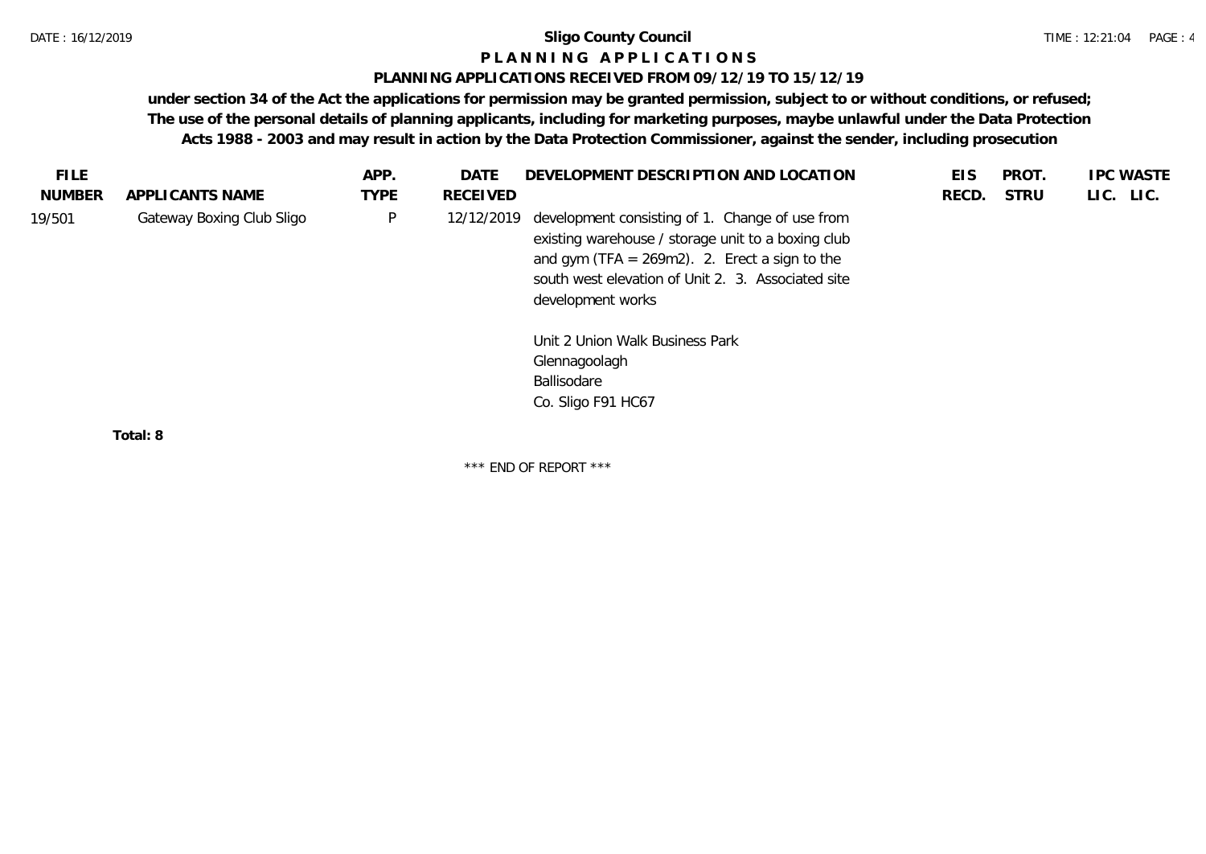# Sligo County Council

## P L A N N I N G  A P P L I C A T I O N S

### PLANNING APPLICATIONS RECEIVED FROM 09/12/19 TO 15/12/19

**under section 34 of the Act the applications for permission may be granted permission, subject to or without conditions, or refused; The use of the personal details of planning applicants, including for marketing purposes, maybe unlawful under the Data Protection Acts 1988 - 2003 and may result in action by the Data Protection Commissioner, against the sender, including prosecution**

| FILE NUMBER | APPLICANTS NAME | APP. TYPE | DATE RECEIVED | DEVELOPMENT DESCRIPTION AND LOCATION | EIS RECD. | PROT. STRU | IPC LIC. | WASTE LIC. |
|---|---|---|---|---|---|---|---|---|
| 19/501 | Gateway Boxing Club Sligo | P | 12/12/2019 | development consisting of 1. Change of use from existing warehouse / storage unit to a boxing club and gym (TFA = 269m2). 2. Erect a sign to the south west elevation of Unit 2. 3. Associated site development works<br><br>Unit 2 Union Walk Business Park<br>Glennagoolagh<br>Ballisodare<br>Co. Sligo F91 HC67 | | | | |

**Total: 8**

\*\*\* END OF REPORT \*\*\*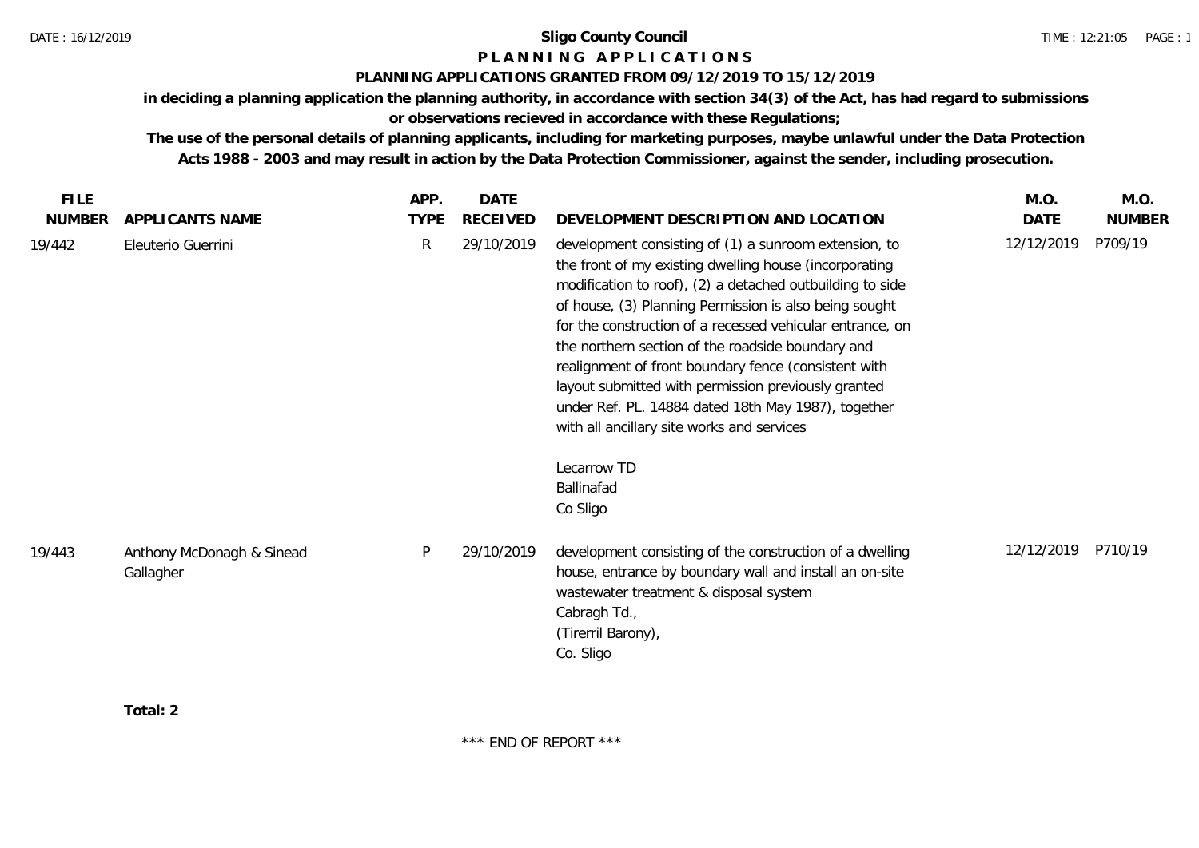# Sligo County Council

## P L A N N I N G   A P P L I C A T I O N S

### PLANNING APPLICATIONS GRANTED FROM 09/12/2019 TO 15/12/2019

**in deciding a planning application the planning authority, in accordance with section 34(3) of the Act, has had regard to submissions or observations recieved in accordance with these Regulations;**

**The use of the personal details of planning applicants, including for marketing purposes, maybe unlawful under the Data Protection Acts 1988 - 2003 and may result in action by the Data Protection Commissioner, against the sender, including prosecution.**

| FILE NUMBER | APPLICANTS NAME | APP. TYPE | DATE RECEIVED | DEVELOPMENT DESCRIPTION AND LOCATION | M.O. DATE | M.O. NUMBER |
|---|---|---|---|---|---|---|
| 19/442 | Eleuterio Guerrini | R | 29/10/2019 | development consisting of (1) a sunroom extension, to the front of my existing dwelling house (incorporating modification to roof), (2) a detached outbuilding to side of house, (3) Planning Permission is also being sought for the construction of a recessed vehicular entrance, on the northern section of the roadside boundary and realignment of front boundary fence (consistent with layout submitted with permission previously granted under Ref. PL. 14884 dated 18th May 1987), together with all ancillary site works and services<br><br>Lecarrow TD<br>Ballinafad<br>Co Sligo | 12/12/2019 | P709/19 |
| 19/443 | Anthony McDonagh & Sinead Gallagher | P | 29/10/2019 | development consisting of the construction of a dwelling house, entrance by boundary wall and install an on-site wastewater treatment & disposal system<br>Cabragh Td.,<br>(Tirerril Barony),<br>Co. Sligo | 12/12/2019 | P710/19 |

**Total: 2**

\*\*\* END OF REPORT \*\*\*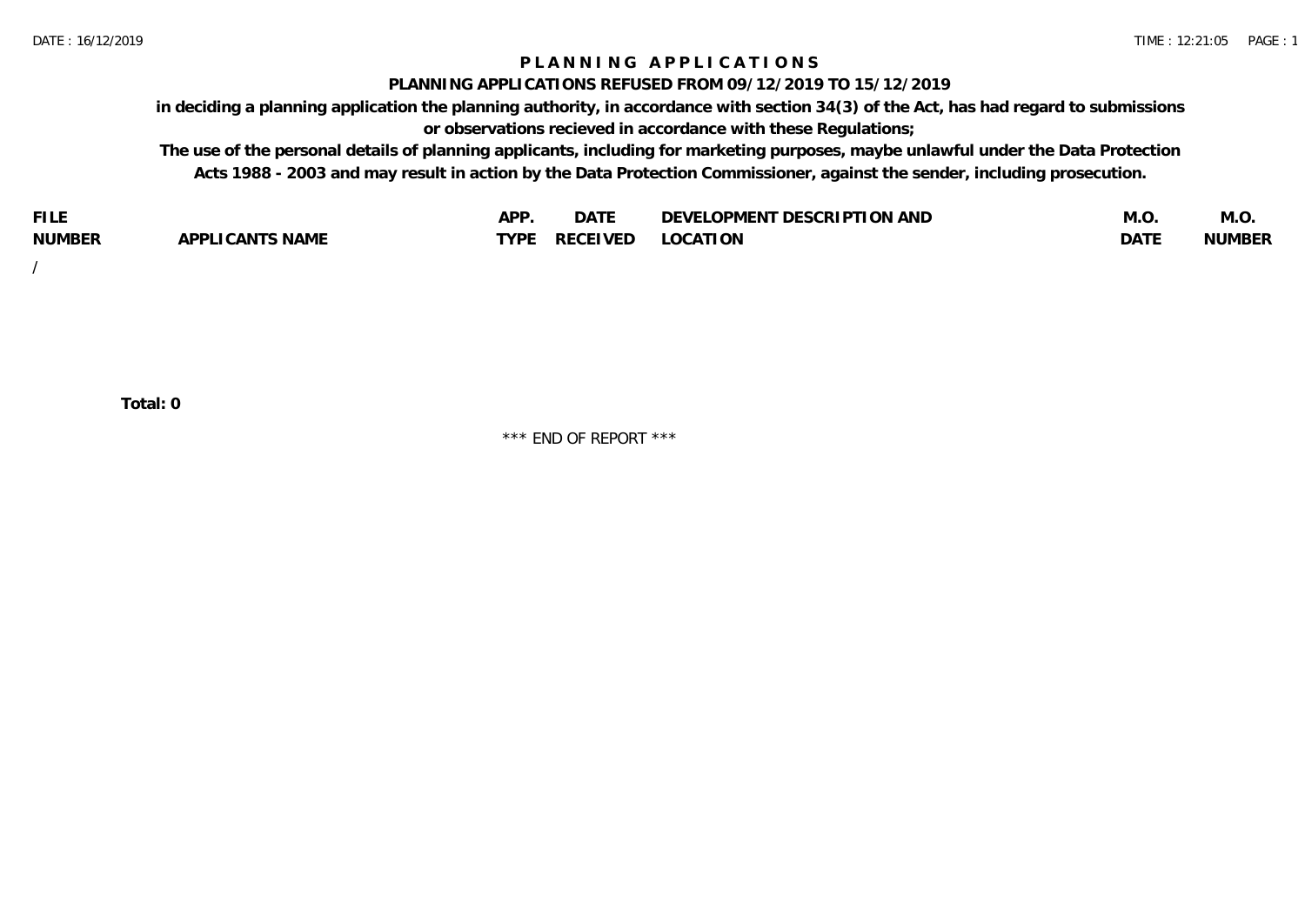# PLANNING APPLICATIONS

## PLANNING APPLICATIONS REFUSED FROM 09/12/2019 TO 15/12/2019

**in deciding a planning application the planning authority, in accordance with section 34(3) of the Act, has had regard to submissions or observations recieved in accordance with these Regulations;**

**The use of the personal details of planning applicants, including for marketing purposes, maybe unlawful under the Data Protection Acts 1988 - 2003 and may result in action by the Data Protection Commissioner, against the sender, including prosecution.**

| FILE NUMBER | APPLICANTS NAME | APP. TYPE | DATE RECEIVED | DEVELOPMENT DESCRIPTION AND LOCATION | M.O. DATE | M.O. NUMBER |
|---|---|---|---|---|---|---|
| / | | | | | | |

**Total: 0**

\*\*\* END OF REPORT \*\*\*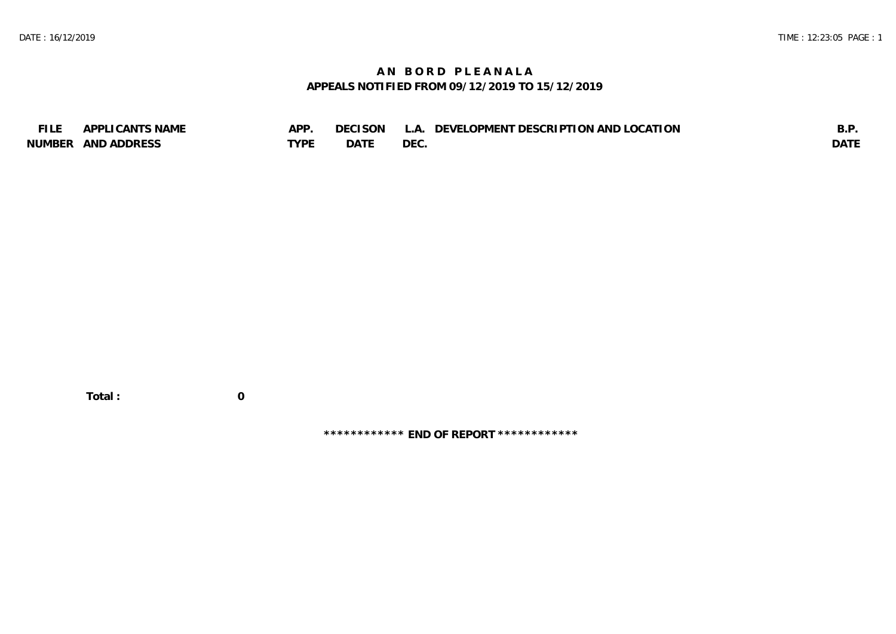# AN BORD PLEANALA

## APPEALS NOTIFIED FROM 09/12/2019 TO 15/12/2019

| FILE NUMBER | APPLICANTS NAME AND ADDRESS | APP. TYPE | DECISON DATE | L.A. DEC. | DEVELOPMENT DESCRIPTION AND LOCATION | B.P. DATE |
|---|---|---|---|---|---|---|

**Total :** **0**

**\************ END OF REPORT \*************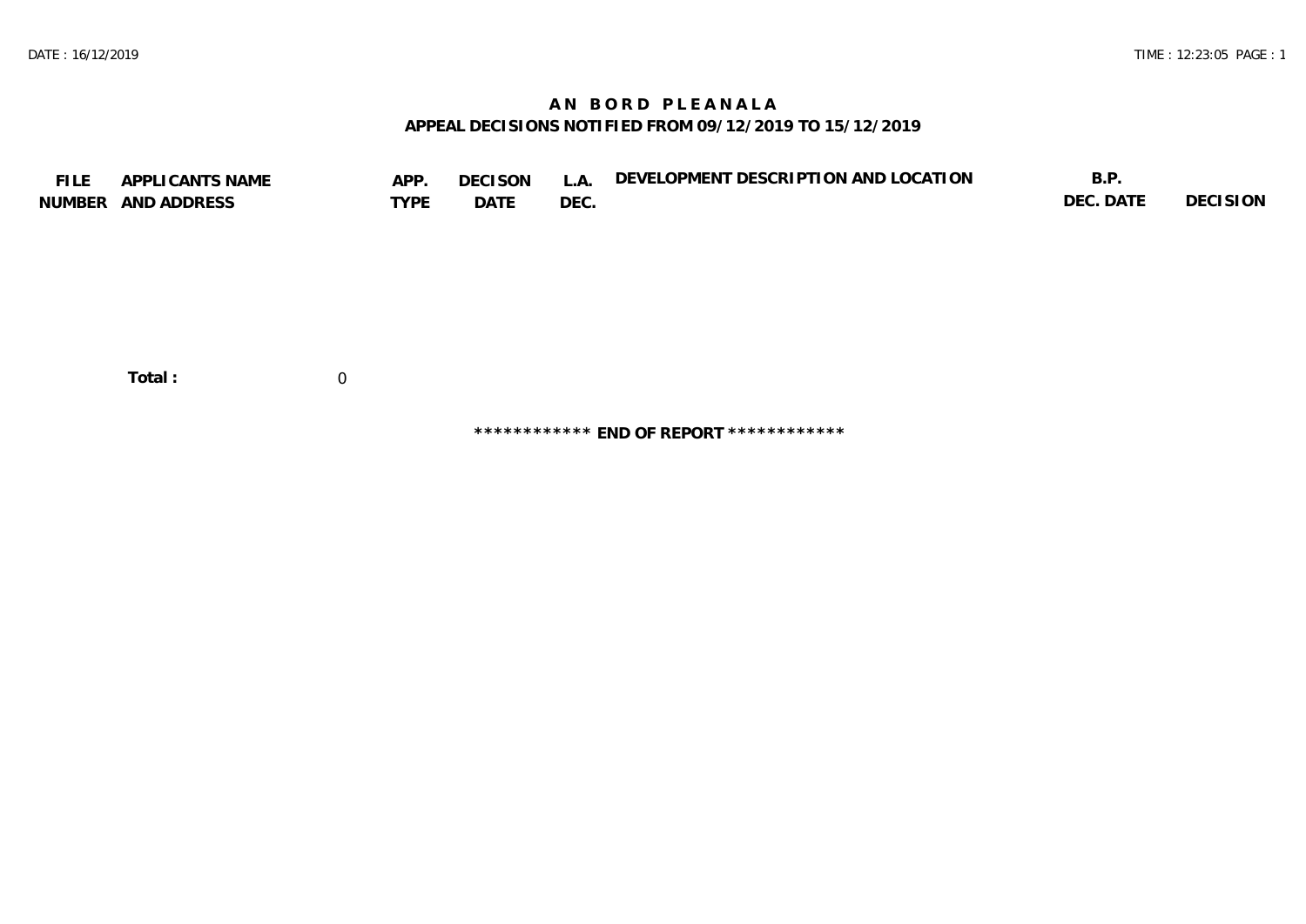# AN BORD PLEANALA

## APPEAL DECISIONS NOTIFIED FROM 09/12/2019 TO 15/12/2019

| FILE NUMBER | APPLICANTS NAME AND ADDRESS | APP. TYPE | DECISON DATE | L.A. DEC. | DEVELOPMENT DESCRIPTION AND LOCATION | B.P. DEC. DATE | DECISION |
|---|---|---|---|---|---|---|---|

**Total :** 0

************ **END OF REPORT** ************